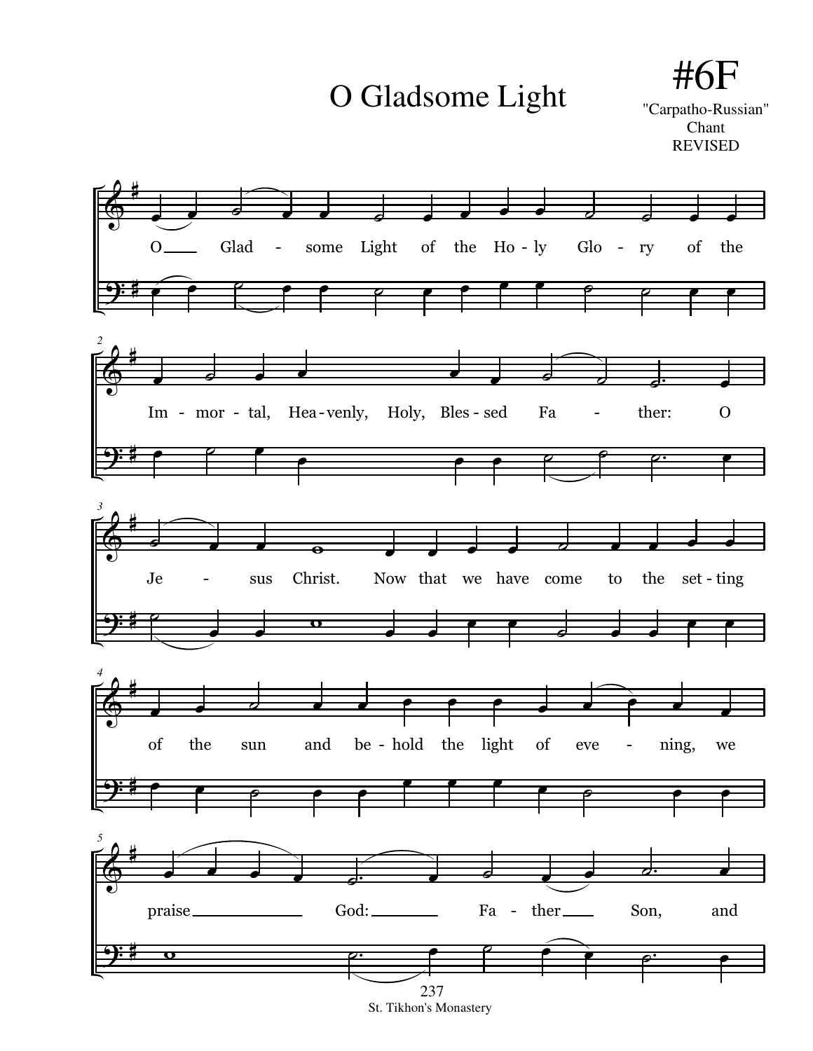# O Gladsome Light

## #6F

"Carpatho-Russian"
Chant
REVISED

O___ Glad - some Light of the Ho - ly Glo - ry of the

Im - mor - tal, Hea - venly, Holy, Bles - sed Fa - ther: O

Je - sus Christ. Now that we have come to the set - ting

of the sun and be - hold the light of eve - ning, we

praise___________ God:_______ Fa - ther___ Son, and

St. Tikhon's Monastery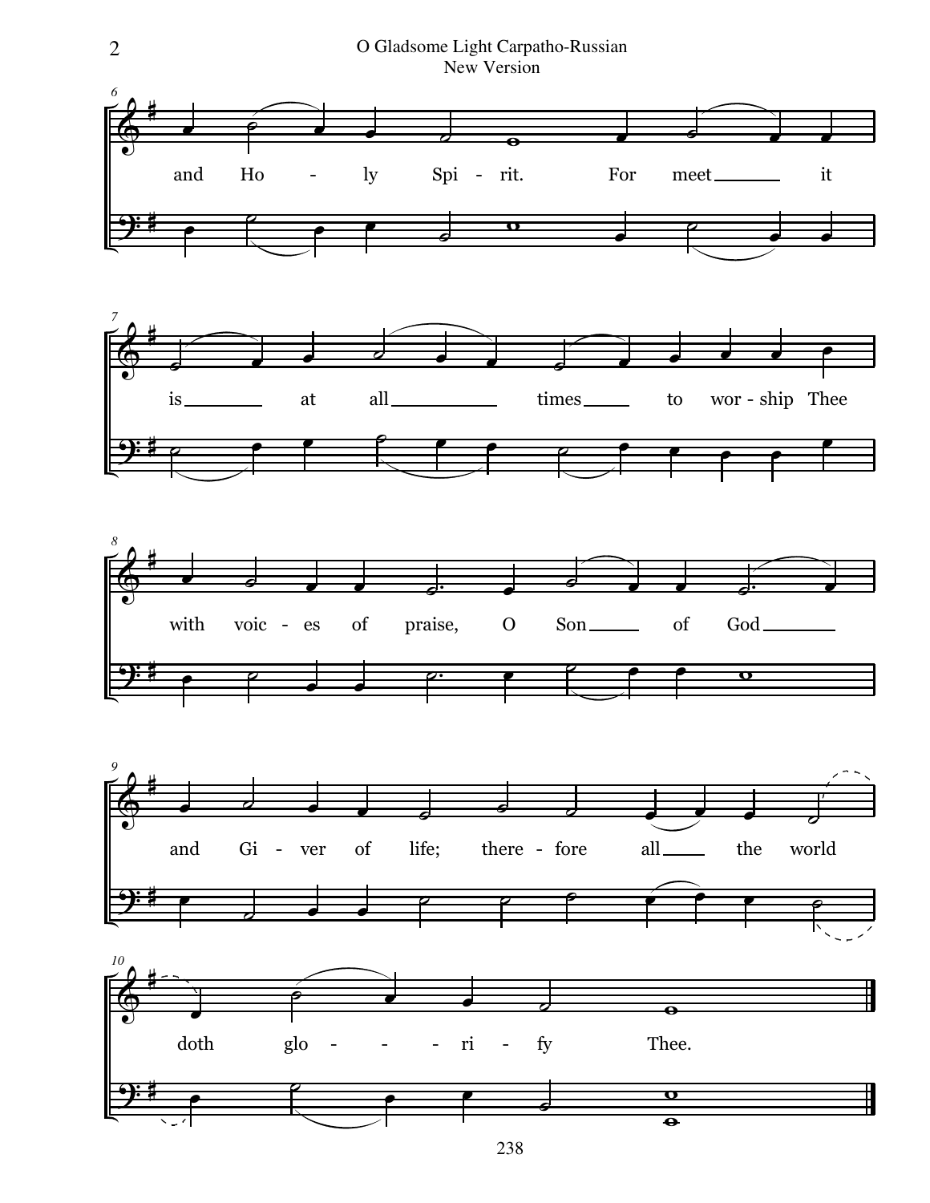and Ho - ly Spi - rit. For meet it

is at all times to wor - ship Thee

with voic - es of praise, O Son of God

and Gi - ver of life; there - fore all the world

doth glo - - - ri - fy Thee.